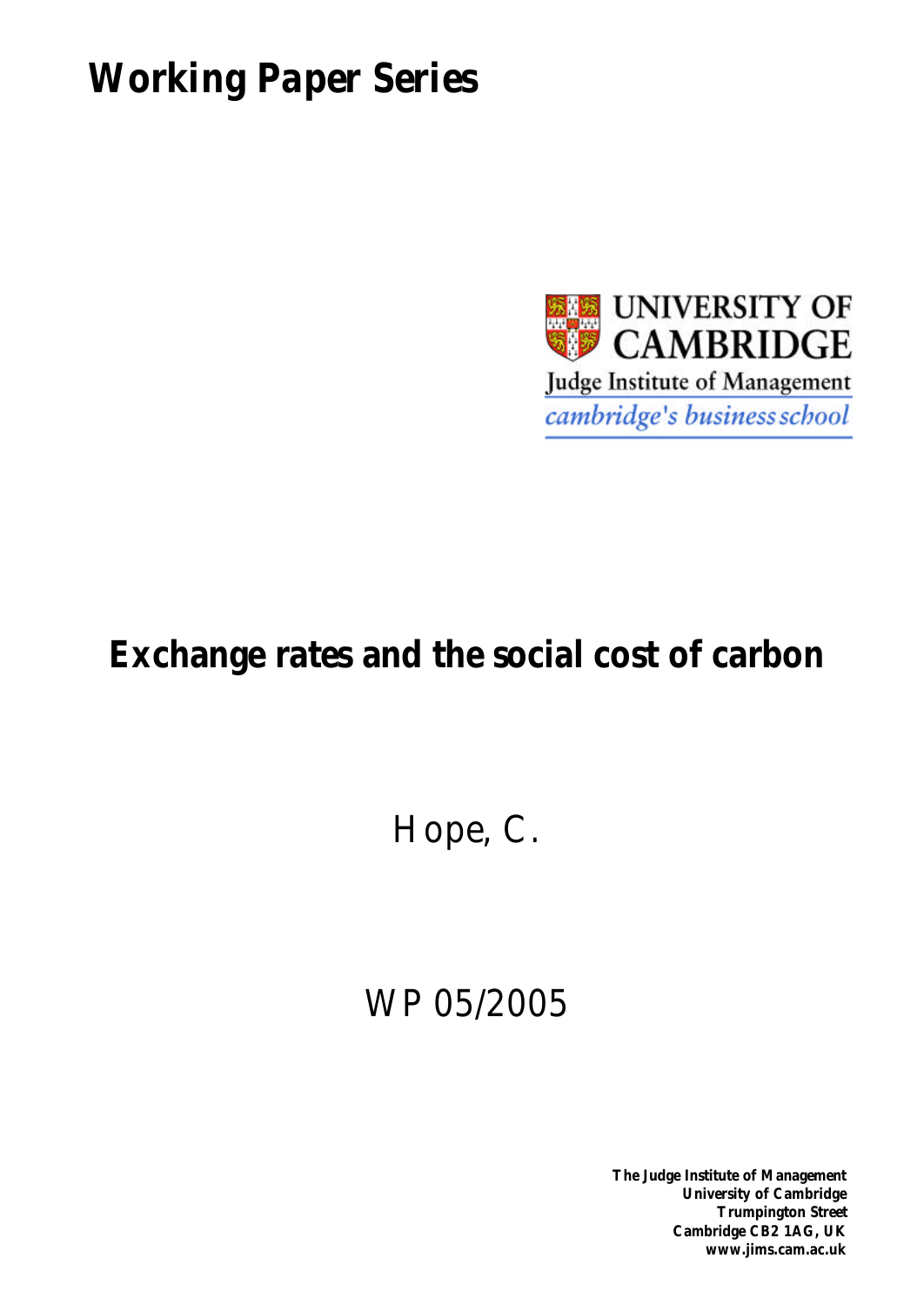# Working Paper Series

UNIVERSITY OF CAMBRIDGE

Judge Institute of Management

*cambridge's business school*

## Exchange rates and the social cost of carbon

Hope, C.

WP 05/2005

**The Judge Institute of Management**
**University of Cambridge**
**Trumpington Street**
**Cambridge CB2 1AG, UK**
**www.jims.cam.ac.uk**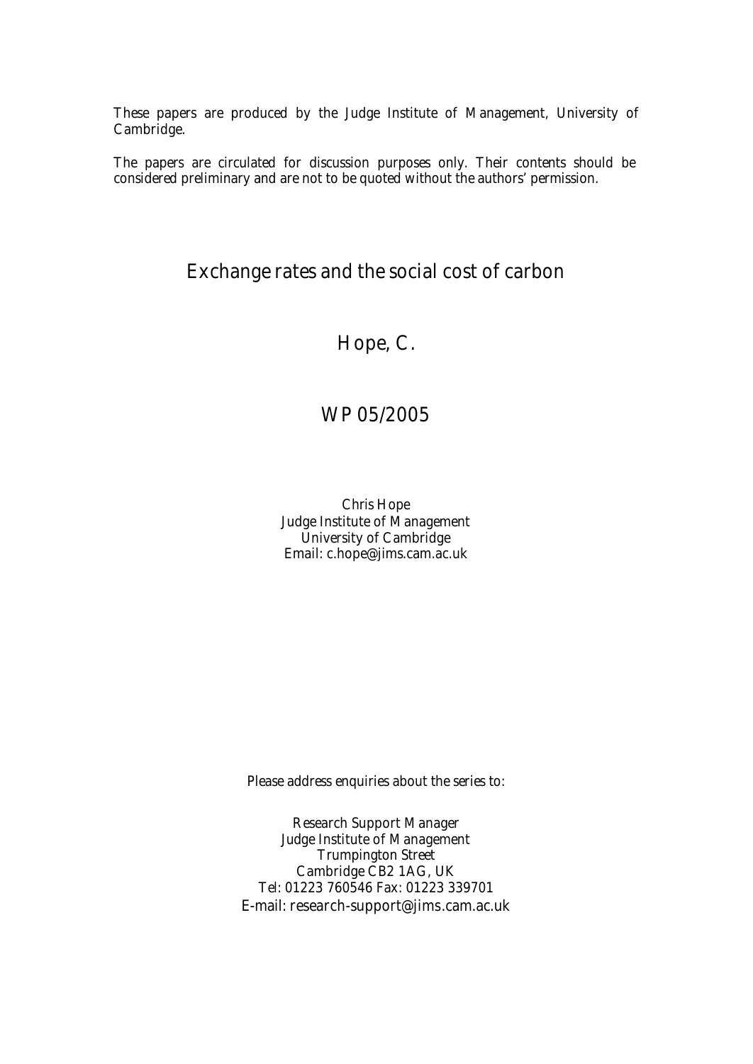These papers are produced by the Judge Institute of Management, University of Cambridge.

The papers are circulated for discussion purposes only. Their contents should be considered preliminary and are not to be quoted without the authors' permission.

# Exchange rates and the social cost of carbon

## Hope, C.

## WP 05/2005

Chris Hope
Judge Institute of Management
University of Cambridge
Email: c.hope@jims.cam.ac.uk

Please address enquiries about the series to:

Research Support Manager
Judge Institute of Management
Trumpington Street
Cambridge CB2 1AG, UK
Tel: 01223 760546 Fax: 01223 339701
E-mail: research-support@jims.cam.ac.uk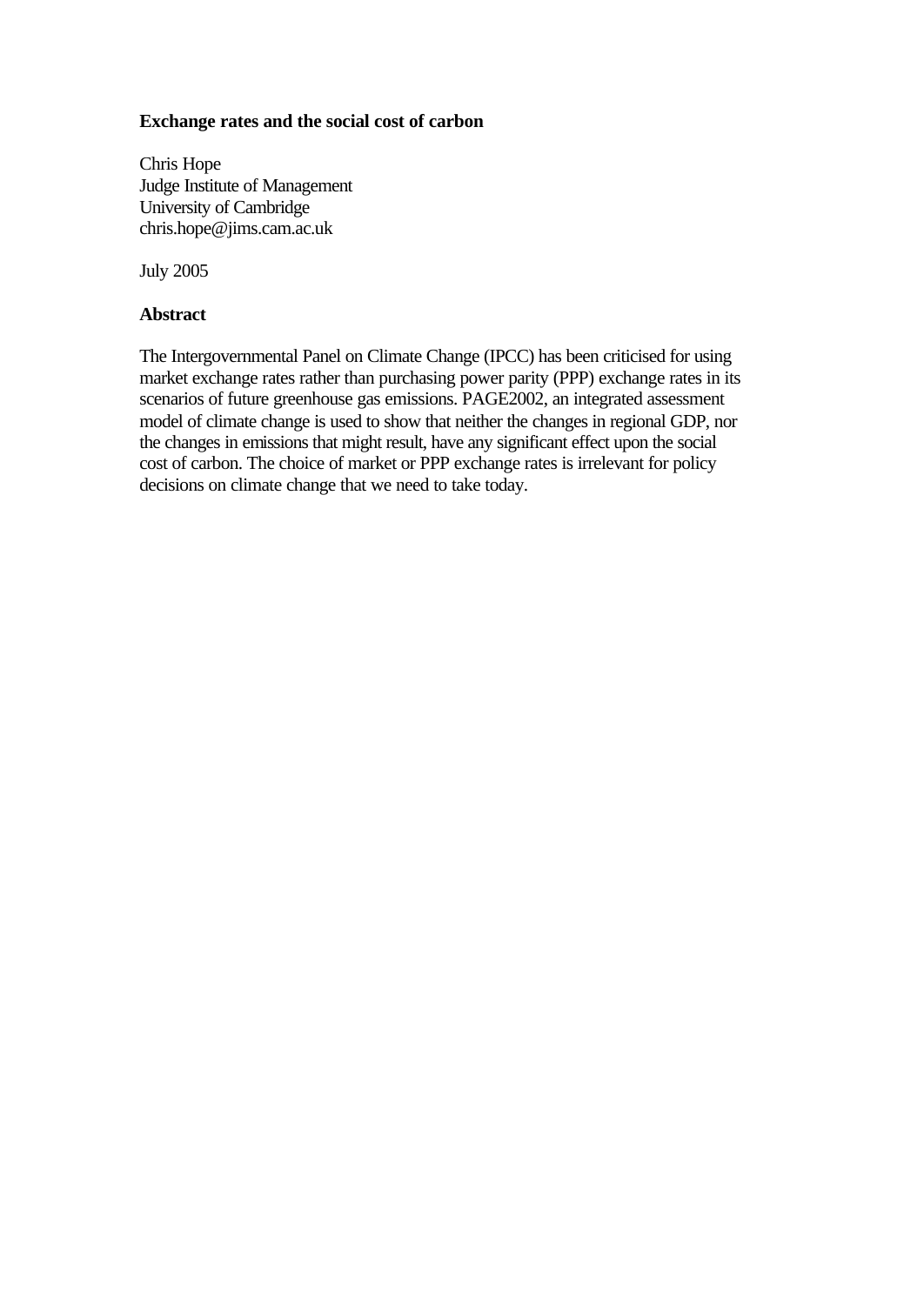**Exchange rates and the social cost of carbon**

Chris Hope
Judge Institute of Management
University of Cambridge
chris.hope@jims.cam.ac.uk

July 2005

**Abstract**

The Intergovernmental Panel on Climate Change (IPCC) has been criticised for using market exchange rates rather than purchasing power parity (PPP) exchange rates in its scenarios of future greenhouse gas emissions. PAGE2002, an integrated assessment model of climate change is used to show that neither the changes in regional GDP, nor the changes in emissions that might result, have any significant effect upon the social cost of carbon. The choice of market or PPP exchange rates is irrelevant for policy decisions on climate change that we need to take today.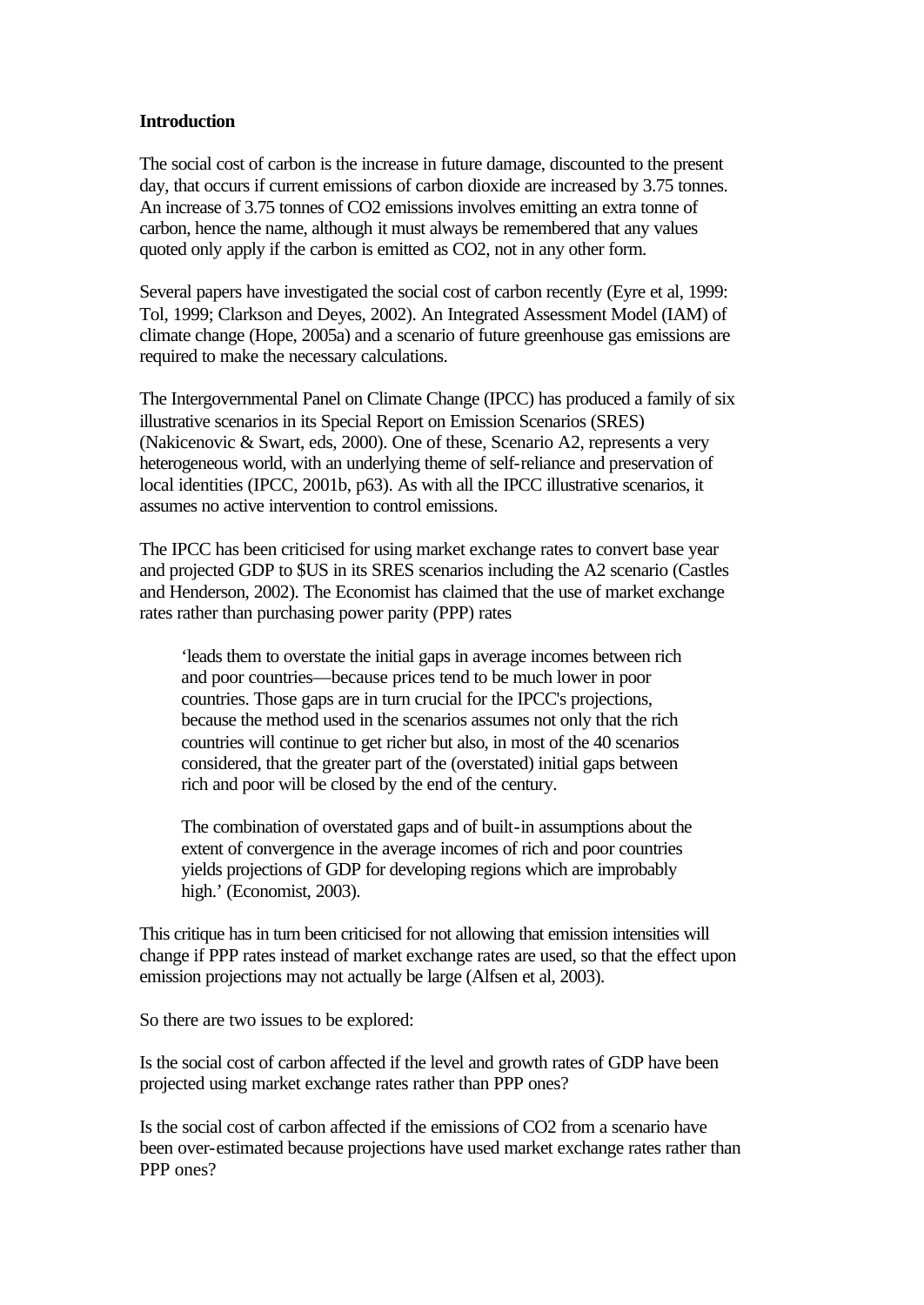**Introduction**

The social cost of carbon is the increase in future damage, discounted to the present day, that occurs if current emissions of carbon dioxide are increased by 3.75 tonnes. An increase of 3.75 tonnes of $CO_2$ emissions involves emitting an extra tonne of carbon, hence the name, although it must always be remembered that any values quoted only apply if the carbon is emitted as $CO_2$, not in any other form.

Several papers have investigated the social cost of carbon recently (Eyre et al, 1999: Tol, 1999; Clarkson and Deyes, 2002). An Integrated Assessment Model (IAM) of climate change (Hope, 2005a) and a scenario of future greenhouse gas emissions are required to make the necessary calculations.

The Intergovernmental Panel on Climate Change (IPCC) has produced a family of six illustrative scenarios in its Special Report on Emission Scenarios (SRES) (Nakicenovic & Swart, eds, 2000). One of these, Scenario A2, represents a very heterogeneous world, with an underlying theme of self-reliance and preservation of local identities (IPCC, 2001b, p63). As with all the IPCC illustrative scenarios, it assumes no active intervention to control emissions.

The IPCC has been criticised for using market exchange rates to convert base year and projected GDP to $US in its SRES scenarios including the A2 scenario (Castles and Henderson, 2002). The Economist has claimed that the use of market exchange rates rather than purchasing power parity (PPP) rates

> 'leads them to overstate the initial gaps in average incomes between rich and poor countries—because prices tend to be much lower in poor countries. Those gaps are in turn crucial for the IPCC's projections, because the method used in the scenarios assumes not only that the rich countries will continue to get richer but also, in most of the 40 scenarios considered, that the greater part of the (overstated) initial gaps between rich and poor will be closed by the end of the century.
>
> The combination of overstated gaps and of built-in assumptions about the extent of convergence in the average incomes of rich and poor countries yields projections of GDP for developing regions which are improbably high.' (Economist, 2003).

This critique has in turn been criticised for not allowing that emission intensities will change if PPP rates instead of market exchange rates are used, so that the effect upon emission projections may not actually be large (Alfsen et al, 2003).

So there are two issues to be explored:

Is the social cost of carbon affected if the level and growth rates of GDP have been projected using market exchange rates rather than PPP ones?

Is the social cost of carbon affected if the emissions of $CO_2$ from a scenario have been over-estimated because projections have used market exchange rates rather than PPP ones?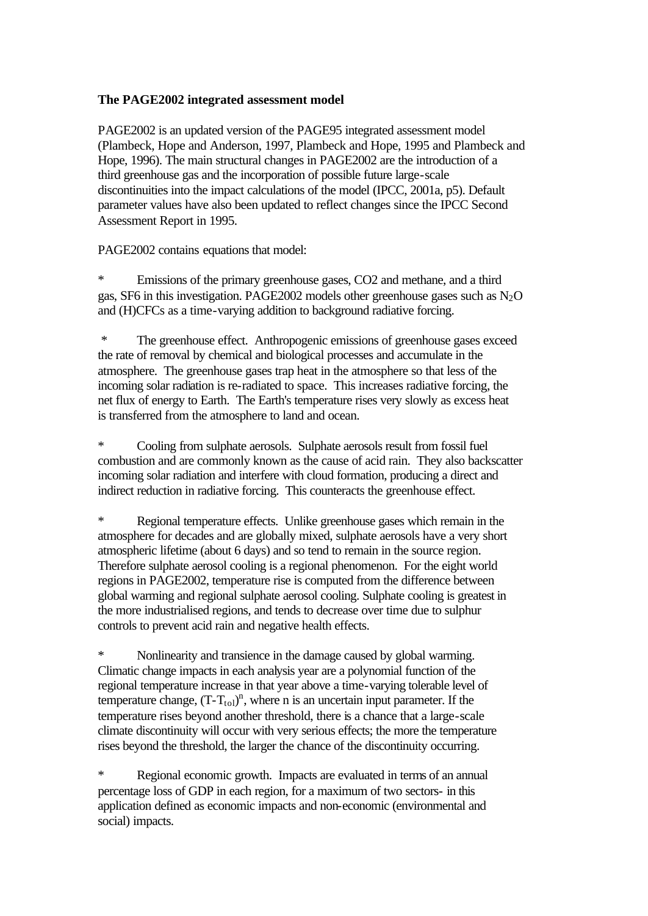**The PAGE2002 integrated assessment model**

PAGE2002 is an updated version of the PAGE95 integrated assessment model (Plambeck, Hope and Anderson, 1997, Plambeck and Hope, 1995 and Plambeck and Hope, 1996). The main structural changes in PAGE2002 are the introduction of a third greenhouse gas and the incorporation of possible future large-scale discontinuities into the impact calculations of the model (IPCC, 2001a, p5). Default parameter values have also been updated to reflect changes since the IPCC Second Assessment Report in 1995.

PAGE2002 contains equations that model:

* Emissions of the primary greenhouse gases, CO2 and methane, and a third gas, SF6 in this investigation. PAGE2002 models other greenhouse gases such as $N_2O$ and (H)CFCs as a time-varying addition to background radiative forcing.

* The greenhouse effect. Anthropogenic emissions of greenhouse gases exceed the rate of removal by chemical and biological processes and accumulate in the atmosphere. The greenhouse gases trap heat in the atmosphere so that less of the incoming solar radiation is re-radiated to space. This increases radiative forcing, the net flux of energy to Earth. The Earth's temperature rises very slowly as excess heat is transferred from the atmosphere to land and ocean.

* Cooling from sulphate aerosols. Sulphate aerosols result from fossil fuel combustion and are commonly known as the cause of acid rain. They also backscatter incoming solar radiation and interfere with cloud formation, producing a direct and indirect reduction in radiative forcing. This counteracts the greenhouse effect.

* Regional temperature effects. Unlike greenhouse gases which remain in the atmosphere for decades and are globally mixed, sulphate aerosols have a very short atmospheric lifetime (about 6 days) and so tend to remain in the source region. Therefore sulphate aerosol cooling is a regional phenomenon. For the eight world regions in PAGE2002, temperature rise is computed from the difference between global warming and regional sulphate aerosol cooling. Sulphate cooling is greatest in the more industrialised regions, and tends to decrease over time due to sulphur controls to prevent acid rain and negative health effects.

* Nonlinearity and transience in the damage caused by global warming. Climatic change impacts in each analysis year are a polynomial function of the regional temperature increase in that year above a time-varying tolerable level of temperature change, $(T-T_{tol})^n$, where n is an uncertain input parameter. If the temperature rises beyond another threshold, there is a chance that a large-scale climate discontinuity will occur with very serious effects; the more the temperature rises beyond the threshold, the larger the chance of the discontinuity occurring.

* Regional economic growth. Impacts are evaluated in terms of an annual percentage loss of GDP in each region, for a maximum of two sectors- in this application defined as economic impacts and non-economic (environmental and social) impacts.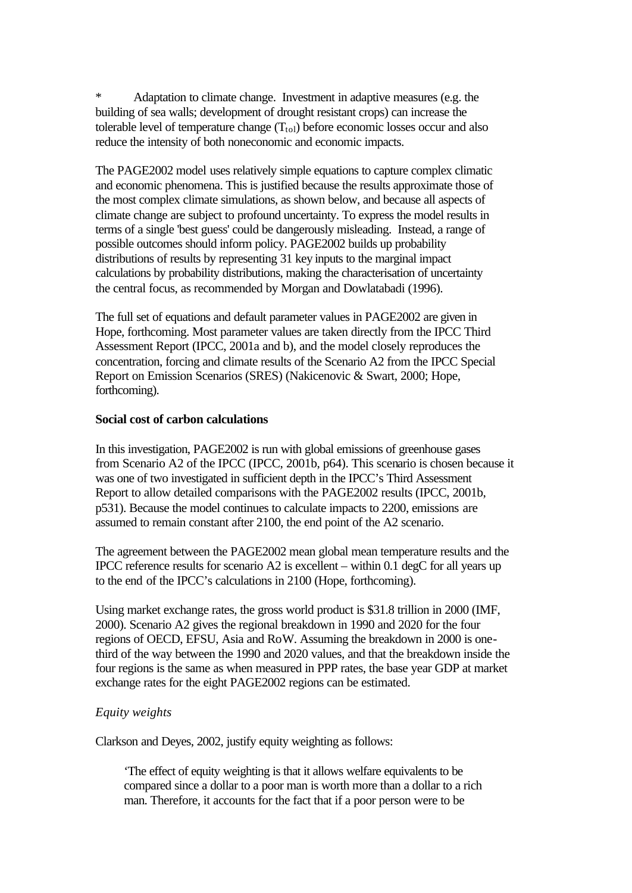* Adaptation to climate change. Investment in adaptive measures (e.g. the building of sea walls; development of drought resistant crops) can increase the tolerable level of temperature change ($T_{tol}$) before economic losses occur and also reduce the intensity of both noneconomic and economic impacts.

The PAGE2002 model uses relatively simple equations to capture complex climatic and economic phenomena. This is justified because the results approximate those of the most complex climate simulations, as shown below, and because all aspects of climate change are subject to profound uncertainty. To express the model results in terms of a single 'best guess' could be dangerously misleading. Instead, a range of possible outcomes should inform policy. PAGE2002 builds up probability distributions of results by representing 31 key inputs to the marginal impact calculations by probability distributions, making the characterisation of uncertainty the central focus, as recommended by Morgan and Dowlatabadi (1996).

The full set of equations and default parameter values in PAGE2002 are given in Hope, forthcoming. Most parameter values are taken directly from the IPCC Third Assessment Report (IPCC, 2001a and b), and the model closely reproduces the concentration, forcing and climate results of the Scenario A2 from the IPCC Special Report on Emission Scenarios (SRES) (Nakicenovic & Swart, 2000; Hope, forthcoming).

**Social cost of carbon calculations**

In this investigation, PAGE2002 is run with global emissions of greenhouse gases from Scenario A2 of the IPCC (IPCC, 2001b, p64). This scenario is chosen because it was one of two investigated in sufficient depth in the IPCC's Third Assessment Report to allow detailed comparisons with the PAGE2002 results (IPCC, 2001b, p531). Because the model continues to calculate impacts to 2200, emissions are assumed to remain constant after 2100, the end point of the A2 scenario.

The agreement between the PAGE2002 mean global mean temperature results and the IPCC reference results for scenario A2 is excellent – within 0.1 degC for all years up to the end of the IPCC's calculations in 2100 (Hope, forthcoming).

Using market exchange rates, the gross world product is $31.8 trillion in 2000 (IMF, 2000). Scenario A2 gives the regional breakdown in 1990 and 2020 for the four regions of OECD, EFSU, Asia and RoW. Assuming the breakdown in 2000 is one-third of the way between the 1990 and 2020 values, and that the breakdown inside the four regions is the same as when measured in PPP rates, the base year GDP at market exchange rates for the eight PAGE2002 regions can be estimated.

*Equity weights*

Clarkson and Deyes, 2002, justify equity weighting as follows:

> 'The effect of equity weighting is that it allows welfare equivalents to be compared since a dollar to a poor man is worth more than a dollar to a rich man. Therefore, it accounts for the fact that if a poor person were to be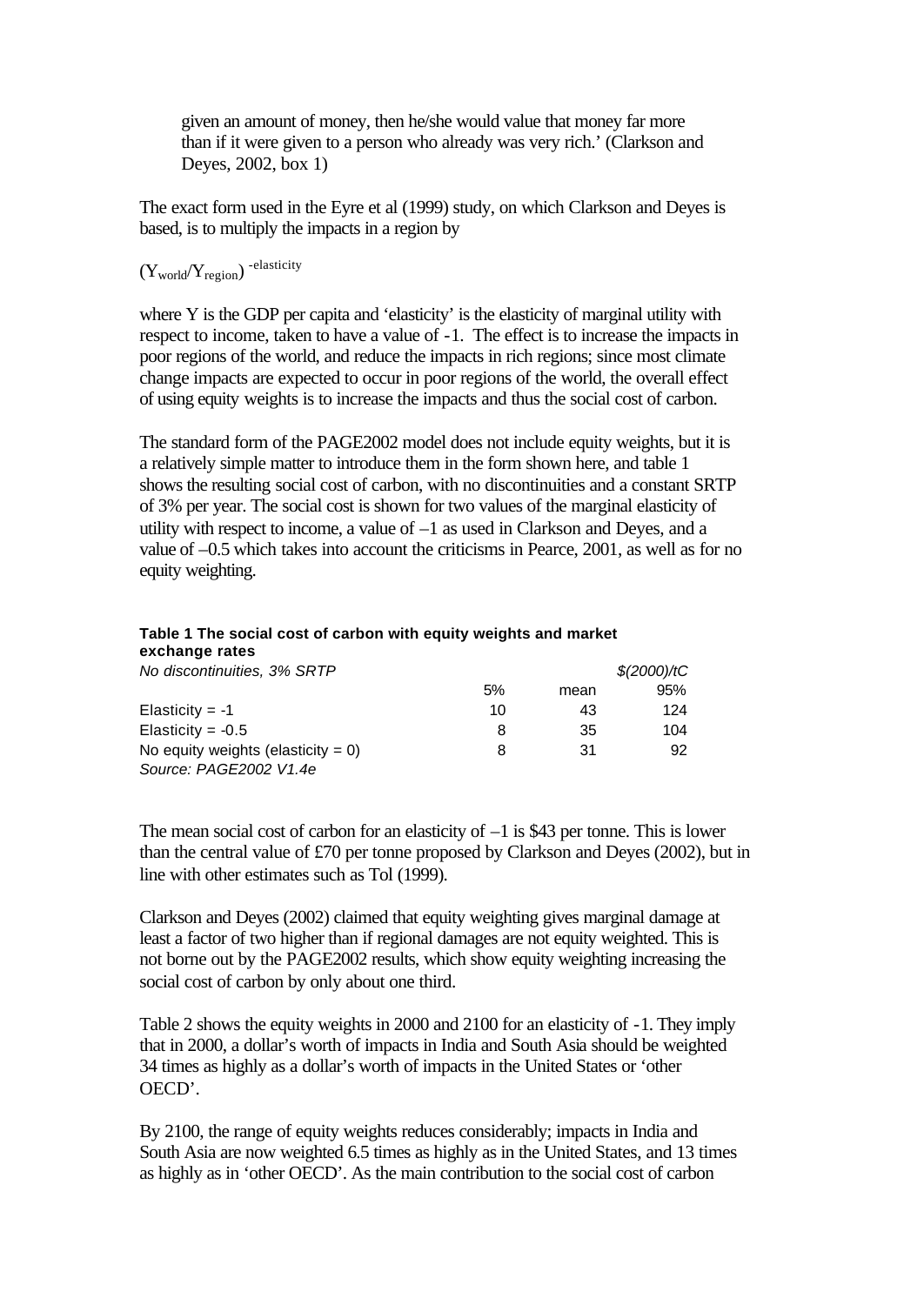given an amount of money, then he/she would value that money far more than if it were given to a person who already was very rich.' (Clarkson and Deyes, 2002, box 1)

The exact form used in the Eyre et al (1999) study, on which Clarkson and Deyes is based, is to multiply the impacts in a region by

$$(Y_{world}/Y_{region})^{-elasticity}$$

where Y is the GDP per capita and 'elasticity' is the elasticity of marginal utility with respect to income, taken to have a value of -1. The effect is to increase the impacts in poor regions of the world, and reduce the impacts in rich regions; since most climate change impacts are expected to occur in poor regions of the world, the overall effect of using equity weights is to increase the impacts and thus the social cost of carbon.

The standard form of the PAGE2002 model does not include equity weights, but it is a relatively simple matter to introduce them in the form shown here, and table 1 shows the resulting social cost of carbon, with no discontinuities and a constant SRTP of 3% per year. The social cost is shown for two values of the marginal elasticity of utility with respect to income, a value of –1 as used in Clarkson and Deyes, and a value of –0.5 which takes into account the criticisms in Pearce, 2001, as well as for no equity weighting.

**Table 1 The social cost of carbon with equity weights and market exchange rates**

| *No discontinuities, 3% SRTP* | | | *\$(2000)/tC* |
|---|---|---|---|
| | 5% | mean | 95% |
| Elasticity = -1 | 10 | 43 | 124 |
| Elasticity = -0.5 | 8 | 35 | 104 |
| No equity weights (elasticity = 0) | 8 | 31 | 92 |

*Source: PAGE2002 V1.4e*

The mean social cost of carbon for an elasticity of –1 is \$43 per tonne. This is lower than the central value of £70 per tonne proposed by Clarkson and Deyes (2002), but in line with other estimates such as Tol (1999).

Clarkson and Deyes (2002) claimed that equity weighting gives marginal damage at least a factor of two higher than if regional damages are not equity weighted. This is not borne out by the PAGE2002 results, which show equity weighting increasing the social cost of carbon by only about one third.

Table 2 shows the equity weights in 2000 and 2100 for an elasticity of -1. They imply that in 2000, a dollar's worth of impacts in India and South Asia should be weighted 34 times as highly as a dollar's worth of impacts in the United States or 'other OECD'.

By 2100, the range of equity weights reduces considerably; impacts in India and South Asia are now weighted 6.5 times as highly as in the United States, and 13 times as highly as in 'other OECD'. As the main contribution to the social cost of carbon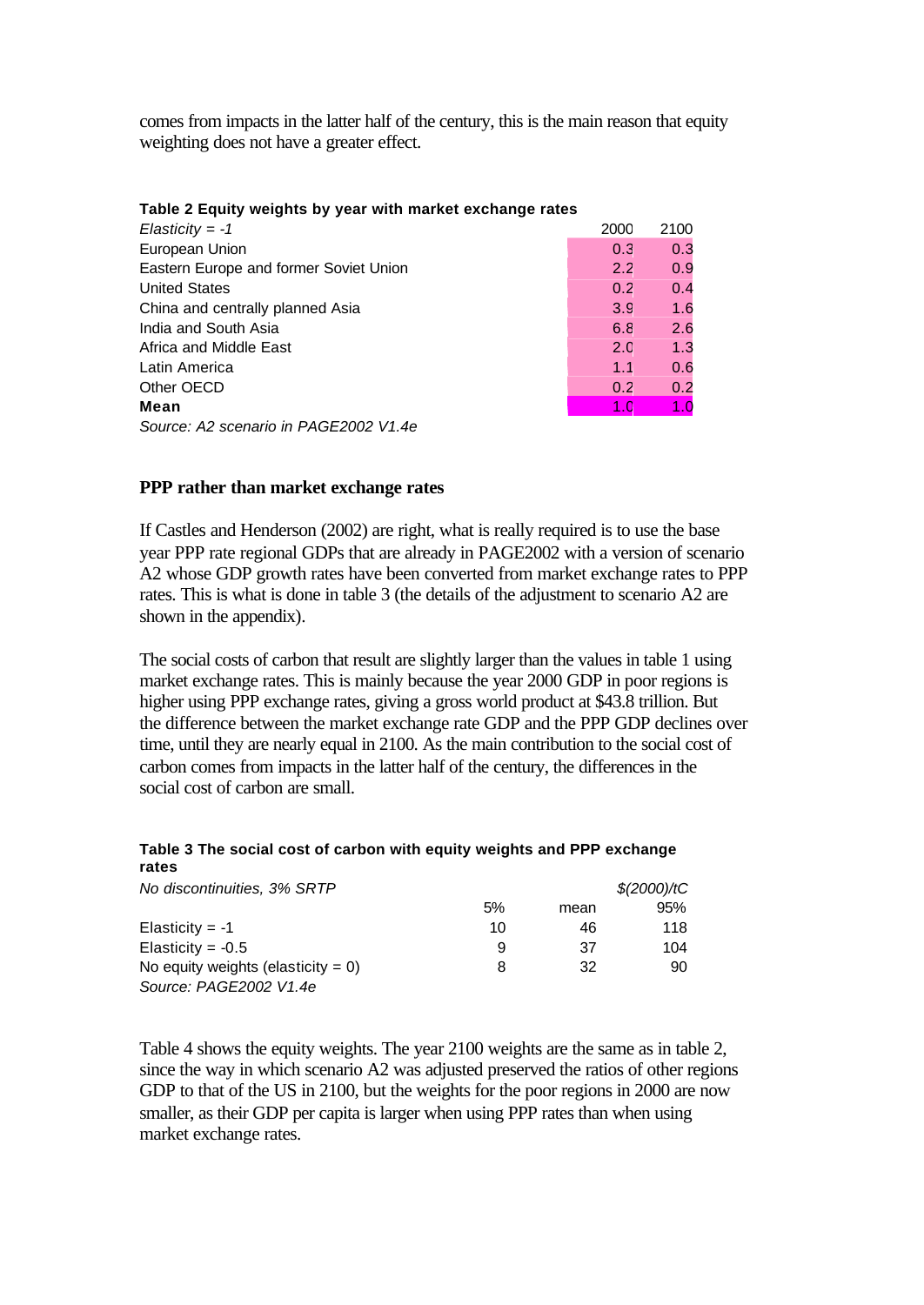comes from impacts in the latter half of the century, this is the main reason that equity weighting does not have a greater effect.

**Table 2 Equity weights by year with market exchange rates**

| *Elasticity = -1* | 2000 | 2100 |
|---|---|---|
| European Union | 0.3 | 0.3 |
| Eastern Europe and former Soviet Union | 2.2 | 0.9 |
| United States | 0.2 | 0.4 |
| China and centrally planned Asia | 3.9 | 1.6 |
| India and South Asia | 6.8 | 2.6 |
| Africa and Middle East | 2.0 | 1.3 |
| Latin America | 1.1 | 0.6 |
| Other OECD | 0.2 | 0.2 |
| **Mean** | 1.0 | 1.0 |

*Source: A2 scenario in PAGE2002 V1.4e*

## PPP rather than market exchange rates

If Castles and Henderson (2002) are right, what is really required is to use the base year PPP rate regional GDPs that are already in PAGE2002 with a version of scenario A2 whose GDP growth rates have been converted from market exchange rates to PPP rates. This is what is done in table 3 (the details of the adjustment to scenario A2 are shown in the appendix).

The social costs of carbon that result are slightly larger than the values in table 1 using market exchange rates. This is mainly because the year 2000 GDP in poor regions is higher using PPP exchange rates, giving a gross world product at $43.8 trillion. But the difference between the market exchange rate GDP and the PPP GDP declines over time, until they are nearly equal in 2100. As the main contribution to the social cost of carbon comes from impacts in the latter half of the century, the differences in the social cost of carbon are small.

**Table 3 The social cost of carbon with equity weights and PPP exchange rates**

| *No discontinuities, 3% SRTP* | | | *$(2000)/tC* |
|---|---|---|---|
| | 5% | mean | 95% |
| Elasticity = -1 | 10 | 46 | 118 |
| Elasticity = -0.5 | 9 | 37 | 104 |
| No equity weights (elasticity = 0) | 8 | 32 | 90 |

*Source: PAGE2002 V1.4e*

Table 4 shows the equity weights. The year 2100 weights are the same as in table 2, since the way in which scenario A2 was adjusted preserved the ratios of other regions GDP to that of the US in 2100, but the weights for the poor regions in 2000 are now smaller, as their GDP per capita is larger when using PPP rates than when using market exchange rates.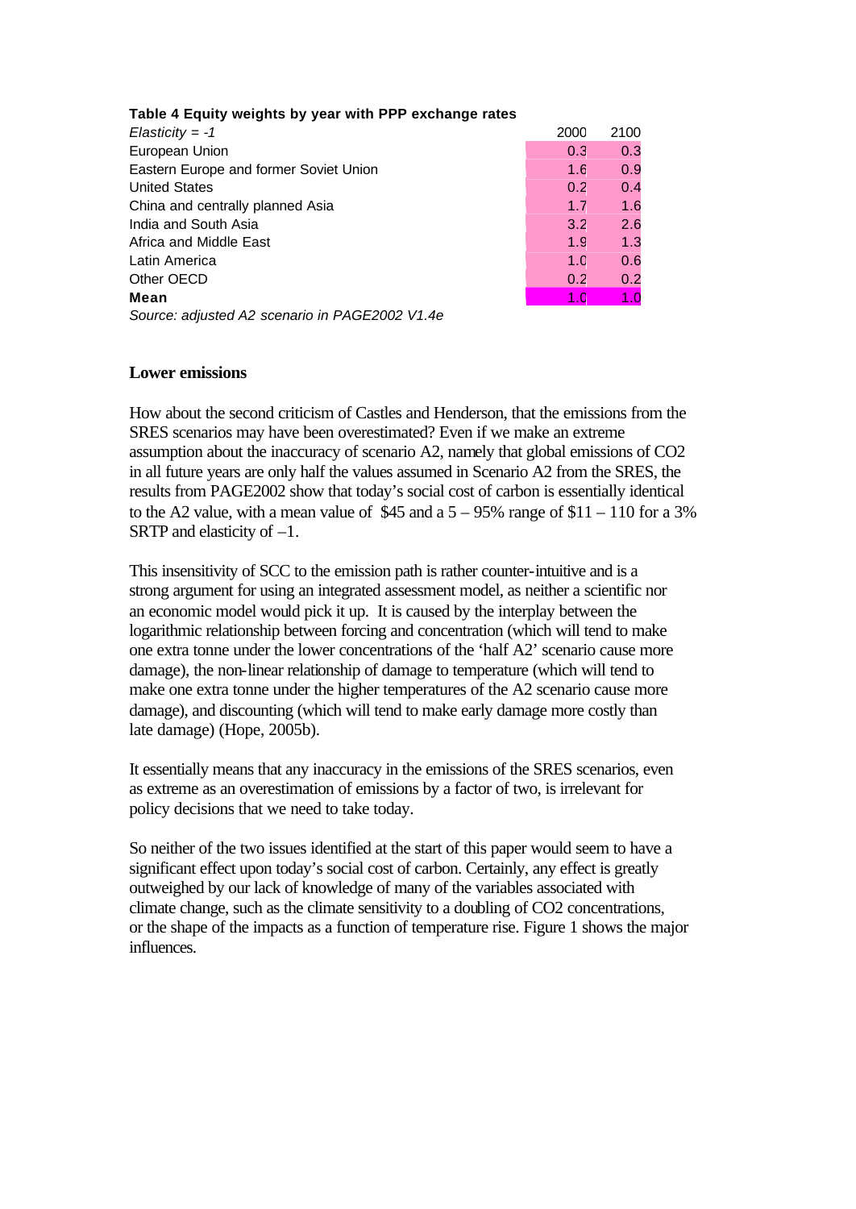**Table 4 Equity weights by year with PPP exchange rates**

| *Elasticity = -1* | 2000 | 2100 |
|---|---|---|
| European Union | 0.3 | 0.3 |
| Eastern Europe and former Soviet Union | 1.6 | 0.9 |
| United States | 0.2 | 0.4 |
| China and centrally planned Asia | 1.7 | 1.6 |
| India and South Asia | 3.2 | 2.6 |
| Africa and Middle East | 1.9 | 1.3 |
| Latin America | 1.0 | 0.6 |
| Other OECD | 0.2 | 0.2 |
| **Mean** | 1.0 | 1.0 |

*Source: adjusted A2 scenario in PAGE2002 V1.4e*

## Lower emissions

How about the second criticism of Castles and Henderson, that the emissions from the SRES scenarios may have been overestimated? Even if we make an extreme assumption about the inaccuracy of scenario A2, namely that global emissions of $CO_2$ in all future years are only half the values assumed in Scenario A2 from the SRES, the results from PAGE2002 show that today's social cost of carbon is essentially identical to the A2 value, with a mean value of \$45 and a 5 – 95% range of \$11 – 110 for a 3% SRTP and elasticity of –1.

This insensitivity of SCC to the emission path is rather counter-intuitive and is a strong argument for using an integrated assessment model, as neither a scientific nor an economic model would pick it up. It is caused by the interplay between the logarithmic relationship between forcing and concentration (which will tend to make one extra tonne under the lower concentrations of the 'half A2' scenario cause more damage), the non-linear relationship of damage to temperature (which will tend to make one extra tonne under the higher temperatures of the A2 scenario cause more damage), and discounting (which will tend to make early damage more costly than late damage) (Hope, 2005b).

It essentially means that any inaccuracy in the emissions of the SRES scenarios, even as extreme as an overestimation of emissions by a factor of two, is irrelevant for policy decisions that we need to take today.

So neither of the two issues identified at the start of this paper would seem to have a significant effect upon today's social cost of carbon. Certainly, any effect is greatly outweighed by our lack of knowledge of many of the variables associated with climate change, such as the climate sensitivity to a doubling of $CO_2$ concentrations, or the shape of the impacts as a function of temperature rise. Figure 1 shows the major influences.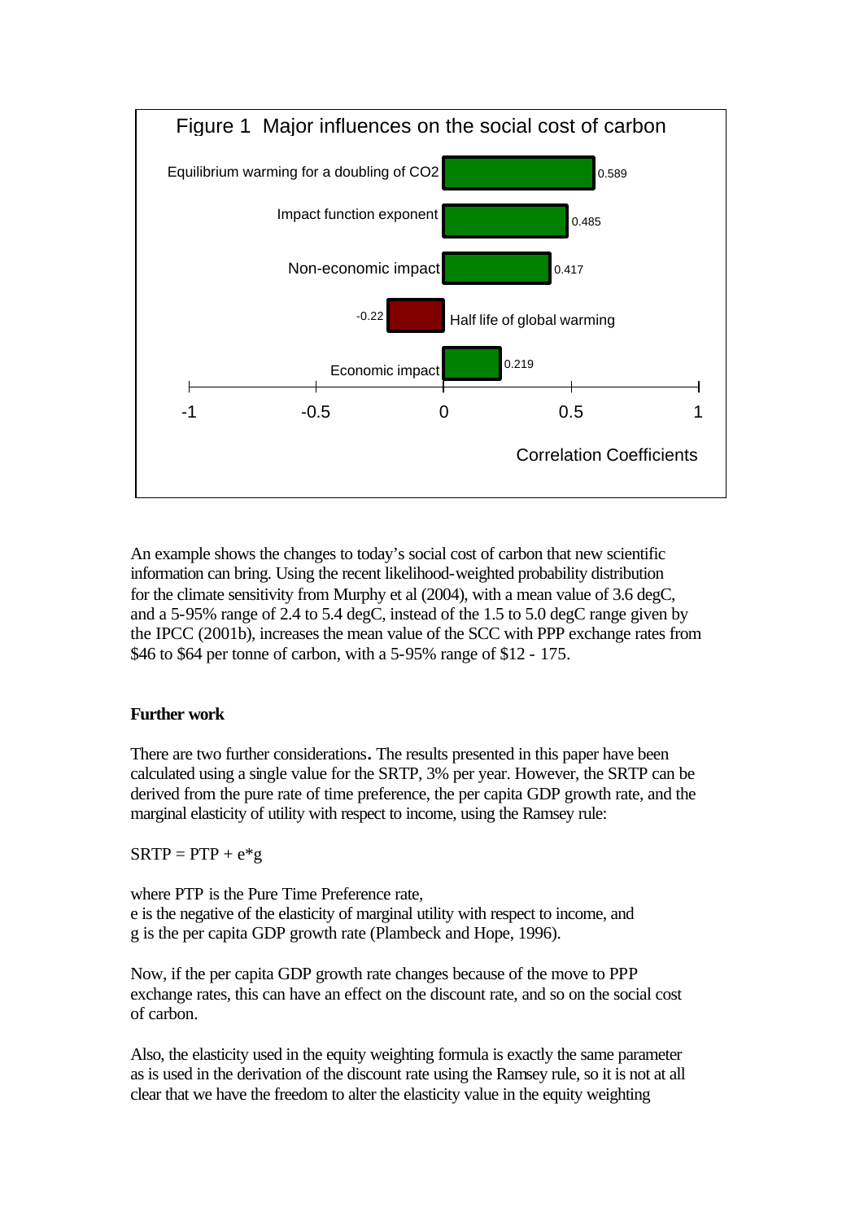Figure 1 Major influences on the social cost of carbon

| Influence | Correlation Coefficient |
|---|---|
| Equilibrium warming for a doubling of $CO_2$ | 0.589 |
| Impact function exponent | 0.485 |
| Non-economic impact | 0.417 |
| Half life of global warming | -0.22 |
| Economic impact | 0.219 |

An example shows the changes to today's social cost of carbon that new scientific information can bring. Using the recent likelihood-weighted probability distribution for the climate sensitivity from Murphy et al (2004), with a mean value of 3.6 degC, and a 5-95% range of 2.4 to 5.4 degC, instead of the 1.5 to 5.0 degC range given by the IPCC (2001b), increases the mean value of the SCC with PPP exchange rates from \$46 to \$64 per tonne of carbon, with a 5-95% range of \$12 - 175.

**Further work**

There are two further considerations. The results presented in this paper have been calculated using a single value for the SRTP, 3% per year. However, the SRTP can be derived from the pure rate of time preference, the per capita GDP growth rate, and the marginal elasticity of utility with respect to income, using the Ramsey rule:

$$SRTP = PTP + e*g$$

where PTP is the Pure Time Preference rate,
e is the negative of the elasticity of marginal utility with respect to income, and
g is the per capita GDP growth rate (Plambeck and Hope, 1996).

Now, if the per capita GDP growth rate changes because of the move to PPP exchange rates, this can have an effect on the discount rate, and so on the social cost of carbon.

Also, the elasticity used in the equity weighting formula is exactly the same parameter as is used in the derivation of the discount rate using the Ramsey rule, so it is not at all clear that we have the freedom to alter the elasticity value in the equity weighting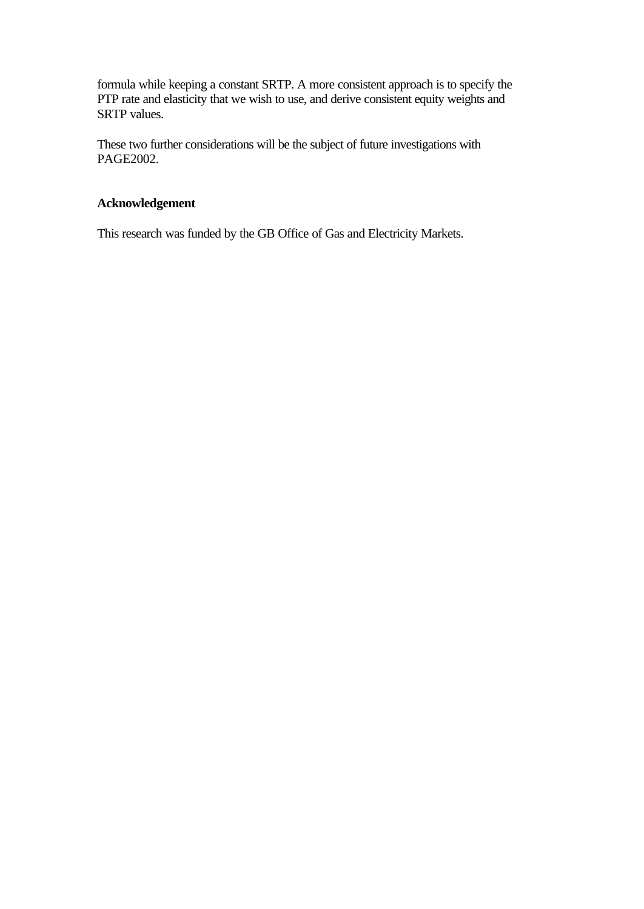formula while keeping a constant SRTP. A more consistent approach is to specify the PTP rate and elasticity that we wish to use, and derive consistent equity weights and SRTP values.

These two further considerations will be the subject of future investigations with PAGE2002.

## Acknowledgement

This research was funded by the GB Office of Gas and Electricity Markets.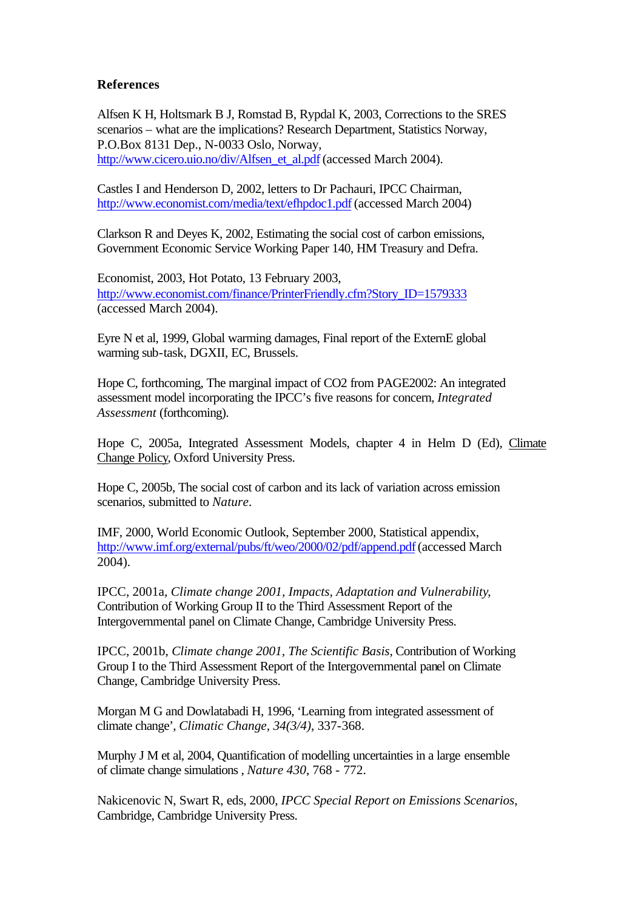## References

Alfsen K H, Holtsmark B J, Romstad B, Rypdal K, 2003, Corrections to the SRES scenarios – what are the implications? Research Department, Statistics Norway, P.O.Box 8131 Dep., N-0033 Oslo, Norway, http://www.cicero.uio.no/div/Alfsen_et_al.pdf (accessed March 2004).

Castles I and Henderson D, 2002, letters to Dr Pachauri, IPCC Chairman, http://www.economist.com/media/text/efhpdoc1.pdf (accessed March 2004)

Clarkson R and Deyes K, 2002, Estimating the social cost of carbon emissions, Government Economic Service Working Paper 140, HM Treasury and Defra.

Economist, 2003, Hot Potato, 13 February 2003, http://www.economist.com/finance/PrinterFriendly.cfm?Story_ID=1579333 (accessed March 2004).

Eyre N et al, 1999, Global warming damages, Final report of the ExternE global warming sub-task, DGXII, EC, Brussels.

Hope C, forthcoming, The marginal impact of CO2 from PAGE2002: An integrated assessment model incorporating the IPCC's five reasons for concern, *Integrated Assessment* (forthcoming).

Hope C, 2005a, Integrated Assessment Models, chapter 4 in Helm D (Ed), Climate Change Policy, Oxford University Press.

Hope C, 2005b, The social cost of carbon and its lack of variation across emission scenarios, submitted to *Nature*.

IMF, 2000, World Economic Outlook, September 2000, Statistical appendix, http://www.imf.org/external/pubs/ft/weo/2000/02/pdf/append.pdf (accessed March 2004).

IPCC, 2001a, *Climate change 2001, Impacts, Adaptation and Vulnerability*, Contribution of Working Group II to the Third Assessment Report of the Intergovernmental panel on Climate Change, Cambridge University Press.

IPCC, 2001b, *Climate change 2001, The Scientific Basis*, Contribution of Working Group I to the Third Assessment Report of the Intergovernmental panel on Climate Change, Cambridge University Press.

Morgan M G and Dowlatabadi H, 1996, 'Learning from integrated assessment of climate change', *Climatic Change, 34(3/4)*, 337-368.

Murphy J M et al, 2004, Quantification of modelling uncertainties in a large ensemble of climate change simulations , *Nature 430*, 768 - 772.

Nakicenovic N, Swart R, eds, 2000, *IPCC Special Report on Emissions Scenarios*, Cambridge, Cambridge University Press.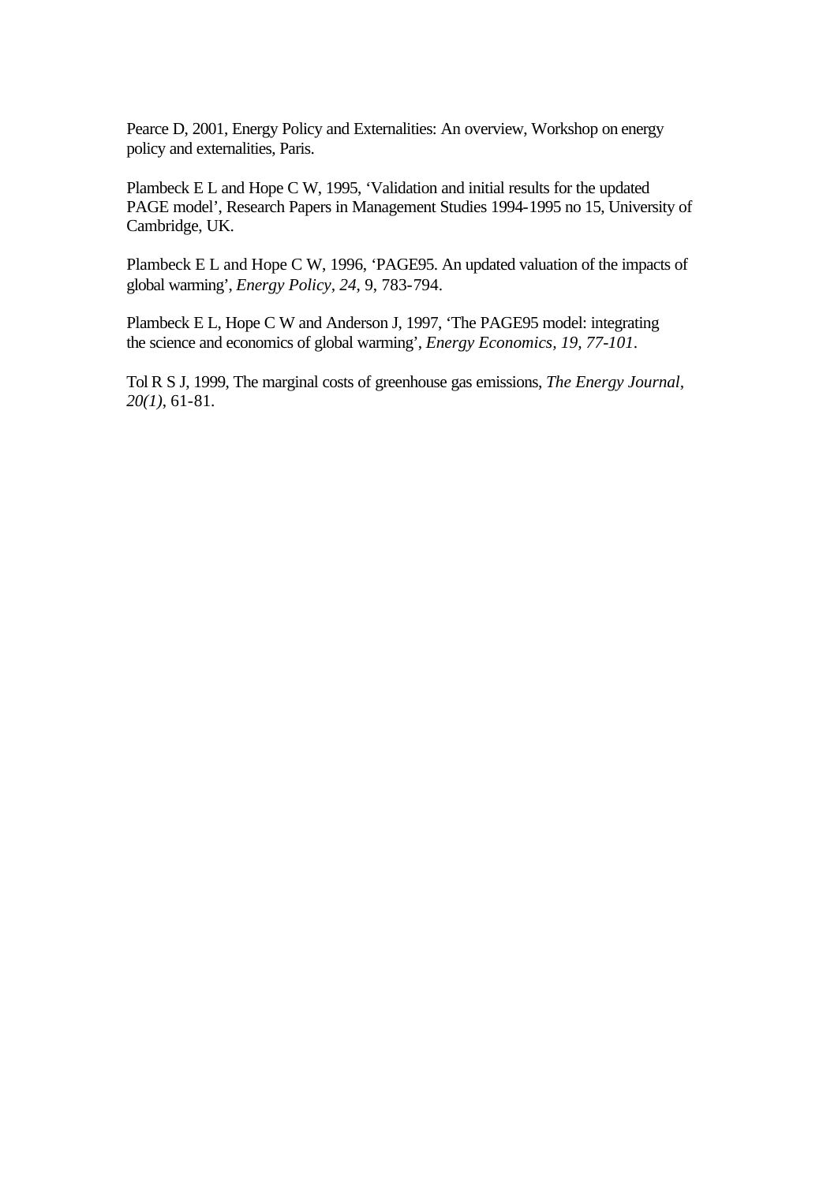Pearce D, 2001, Energy Policy and Externalities: An overview, Workshop on energy policy and externalities, Paris.

Plambeck E L and Hope C W, 1995, 'Validation and initial results for the updated PAGE model', Research Papers in Management Studies 1994-1995 no 15, University of Cambridge, UK.

Plambeck E L and Hope C W, 1996, 'PAGE95. An updated valuation of the impacts of global warming', *Energy Policy*, *24*, 9, 783-794.

Plambeck E L, Hope C W and Anderson J, 1997, 'The PAGE95 model: integrating the science and economics of global warming', *Energy Economics*, *19*, *77-101*.

Tol R S J, 1999, The marginal costs of greenhouse gas emissions, *The Energy Journal*, *20(1)*, 61-81.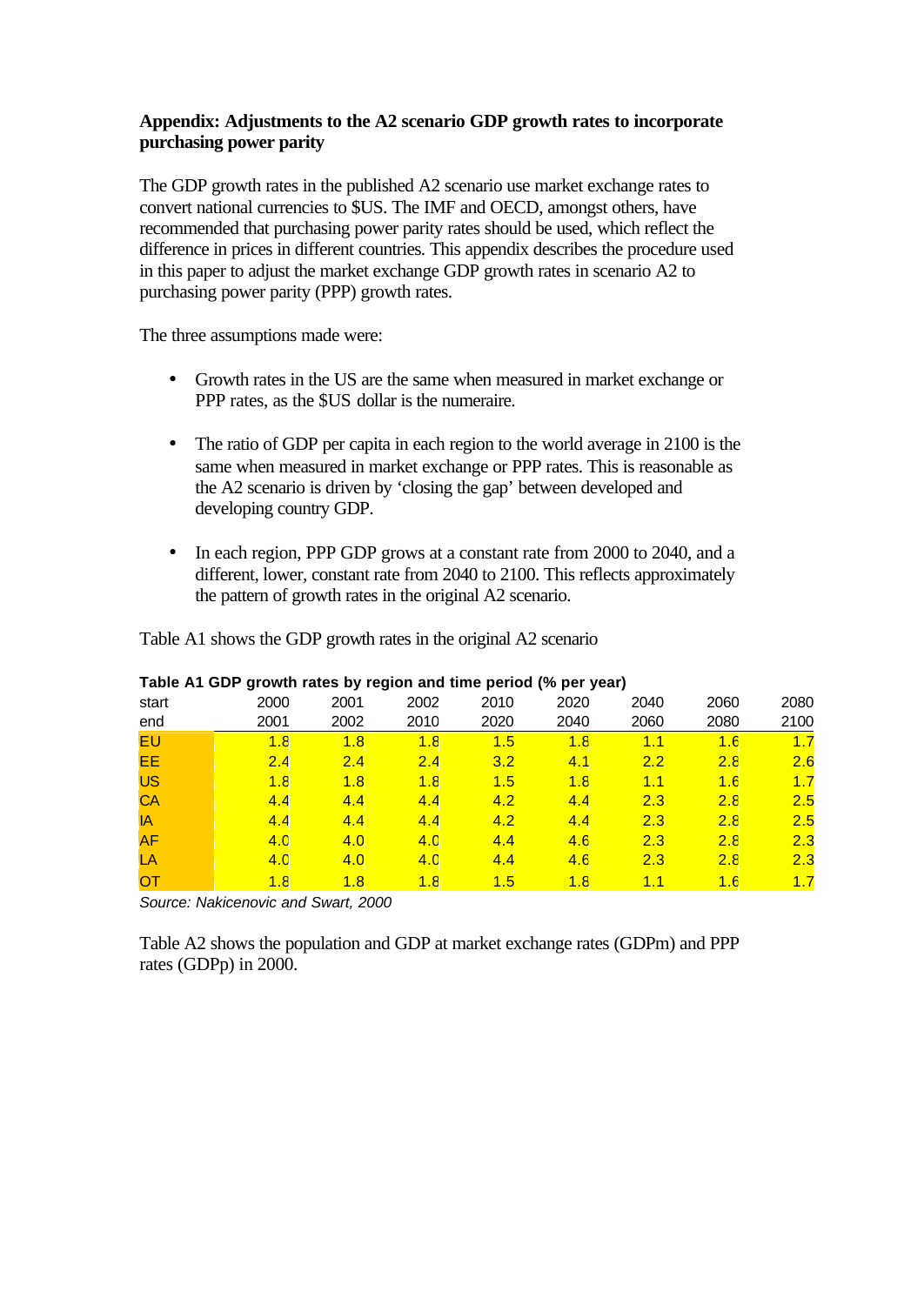**Appendix: Adjustments to the A2 scenario GDP growth rates to incorporate purchasing power parity**

The GDP growth rates in the published A2 scenario use market exchange rates to convert national currencies to $US. The IMF and OECD, amongst others, have recommended that purchasing power parity rates should be used, which reflect the difference in prices in different countries. This appendix describes the procedure used in this paper to adjust the market exchange GDP growth rates in scenario A2 to purchasing power parity (PPP) growth rates.

The three assumptions made were:

- Growth rates in the US are the same when measured in market exchange or PPP rates, as the $US dollar is the numeraire.
- The ratio of GDP per capita in each region to the world average in 2100 is the same when measured in market exchange or PPP rates. This is reasonable as the A2 scenario is driven by 'closing the gap' between developed and developing country GDP.
- In each region, PPP GDP grows at a constant rate from 2000 to 2040, and a different, lower, constant rate from 2040 to 2100. This reflects approximately the pattern of growth rates in the original A2 scenario.

Table A1 shows the GDP growth rates in the original A2 scenario

**Table A1 GDP growth rates by region and time period (% per year)**

| start | 2000 | 2001 | 2002 | 2010 | 2020 | 2040 | 2060 | 2080 |
|---|---|---|---|---|---|---|---|---|
| end | 2001 | 2002 | 2010 | 2020 | 2040 | 2060 | 2080 | 2100 |
| EU | 1.8 | 1.8 | 1.8 | 1.5 | 1.8 | 1.1 | 1.6 | 1.7 |
| EE | 2.4 | 2.4 | 2.4 | 3.2 | 4.1 | 2.2 | 2.8 | 2.6 |
| US | 1.8 | 1.8 | 1.8 | 1.5 | 1.8 | 1.1 | 1.6 | 1.7 |
| CA | 4.4 | 4.4 | 4.4 | 4.2 | 4.4 | 2.3 | 2.8 | 2.5 |
| IA | 4.4 | 4.4 | 4.4 | 4.2 | 4.4 | 2.3 | 2.8 | 2.5 |
| AF | 4.0 | 4.0 | 4.0 | 4.4 | 4.6 | 2.3 | 2.8 | 2.3 |
| LA | 4.0 | 4.0 | 4.0 | 4.4 | 4.6 | 2.3 | 2.8 | 2.3 |
| OT | 1.8 | 1.8 | 1.8 | 1.5 | 1.8 | 1.1 | 1.6 | 1.7 |

*Source: Nakicenovic and Swart, 2000*

Table A2 shows the population and GDP at market exchange rates (GDPm) and PPP rates (GDPp) in 2000.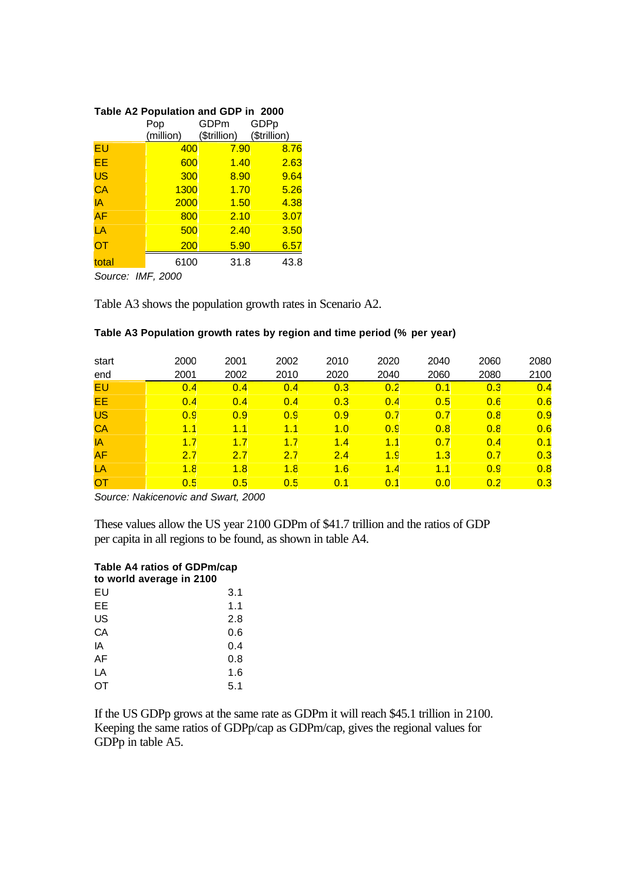**Table A2 Population and GDP in 2000**

| | Pop (million) | GDPm ($trillion) | GDPp ($trillion) |
|---|---|---|---|
| EU | 400 | 7.90 | 8.76 |
| EE | 600 | 1.40 | 2.63 |
| US | 300 | 8.90 | 9.64 |
| CA | 1300 | 1.70 | 5.26 |
| IA | 2000 | 1.50 | 4.38 |
| AF | 800 | 2.10 | 3.07 |
| LA | 500 | 2.40 | 3.50 |
| OT | 200 | 5.90 | 6.57 |
| total | 6100 | 31.8 | 43.8 |

*Source: IMF, 2000*

Table A3 shows the population growth rates in Scenario A2.

**Table A3 Population growth rates by region and time period (% per year)**

| start | 2000 | 2001 | 2002 | 2010 | 2020 | 2040 | 2060 | 2080 |
|---|---|---|---|---|---|---|---|---|
| end | 2001 | 2002 | 2010 | 2020 | 2040 | 2060 | 2080 | 2100 |
| EU | 0.4 | 0.4 | 0.4 | 0.3 | 0.2 | 0.1 | 0.3 | 0.4 |
| EE | 0.4 | 0.4 | 0.4 | 0.3 | 0.4 | 0.5 | 0.6 | 0.6 |
| US | 0.9 | 0.9 | 0.9 | 0.9 | 0.7 | 0.7 | 0.8 | 0.9 |
| CA | 1.1 | 1.1 | 1.1 | 1.0 | 0.9 | 0.8 | 0.8 | 0.6 |
| IA | 1.7 | 1.7 | 1.7 | 1.4 | 1.1 | 0.7 | 0.4 | 0.1 |
| AF | 2.7 | 2.7 | 2.7 | 2.4 | 1.9 | 1.3 | 0.7 | 0.3 |
| LA | 1.8 | 1.8 | 1.8 | 1.6 | 1.4 | 1.1 | 0.9 | 0.8 |
| OT | 0.5 | 0.5 | 0.5 | 0.1 | 0.1 | 0.0 | 0.2 | 0.3 |

*Source: Nakicenovic and Swart, 2000*

These values allow the US year 2100 GDPm of $41.7 trillion and the ratios of GDP per capita in all regions to be found, as shown in table A4.

**Table A4 ratios of GDPm/cap to world average in 2100**

| | |
|---|---|
| EU | 3.1 |
| EE | 1.1 |
| US | 2.8 |
| CA | 0.6 |
| IA | 0.4 |
| AF | 0.8 |
| LA | 1.6 |
| OT | 5.1 |

If the US GDPp grows at the same rate as GDPm it will reach $45.1 trillion in 2100. Keeping the same ratios of GDPp/cap as GDPm/cap, gives the regional values for GDPp in table A5.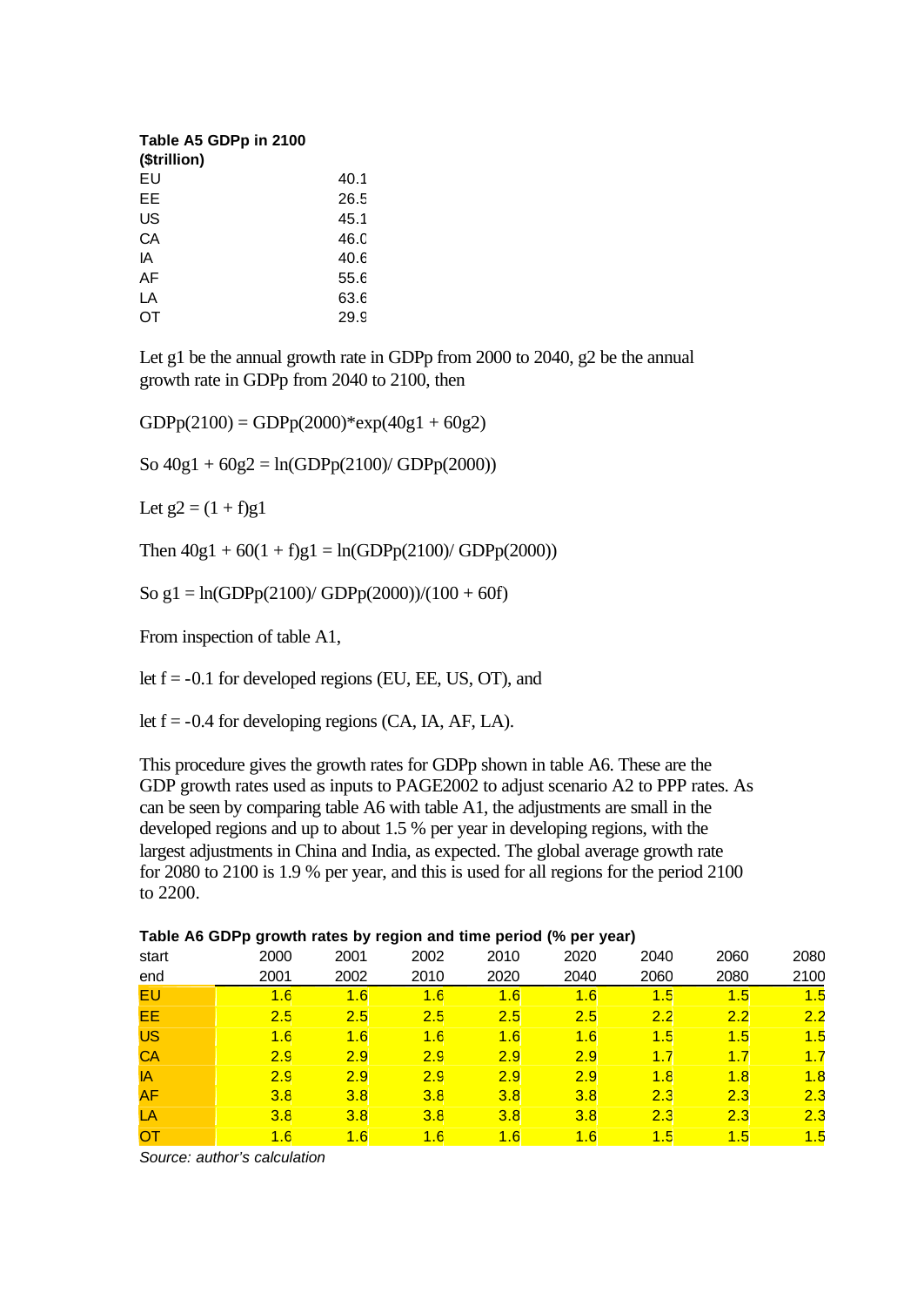**Table A5 GDPp in 2100 ($trillion)**

| | |
|---|---|
| EU | 40.1 |
| EE | 26.5 |
| US | 45.1 |
| CA | 46.0 |
| IA | 40.6 |
| AF | 55.6 |
| LA | 63.6 |
| OT | 29.9 |

Let g1 be the annual growth rate in GDPp from 2000 to 2040, g2 be the annual growth rate in GDPp from 2040 to 2100, then

$$GDPp(2100) = GDPp(2000)*\exp(40g1 + 60g2)$$

So $40g1 + 60g2 = \ln(GDPp(2100)/ GDPp(2000))$

Let $g2 = (1 + f)g1$

Then $40g1 + 60(1 + f)g1 = \ln(GDPp(2100)/ GDPp(2000))$

So $g1 = \ln(GDPp(2100)/ GDPp(2000))/(100 + 60f)$

From inspection of table A1,

let f = -0.1 for developed regions (EU, EE, US, OT), and

let f = -0.4 for developing regions (CA, IA, AF, LA).

This procedure gives the growth rates for GDPp shown in table A6. These are the GDP growth rates used as inputs to PAGE2002 to adjust scenario A2 to PPP rates. As can be seen by comparing table A6 with table A1, the adjustments are small in the developed regions and up to about 1.5 % per year in developing regions, with the largest adjustments in China and India, as expected. The global average growth rate for 2080 to 2100 is 1.9 % per year, and this is used for all regions for the period 2100 to 2200.

**Table A6 GDPp growth rates by region and time period (% per year)**

| start | 2000 | 2001 | 2002 | 2010 | 2020 | 2040 | 2060 | 2080 |
|---|---|---|---|---|---|---|---|---|
| end | 2001 | 2002 | 2010 | 2020 | 2040 | 2060 | 2080 | 2100 |
| EU | 1.6 | 1.6 | 1.6 | 1.6 | 1.6 | 1.5 | 1.5 | 1.5 |
| EE | 2.5 | 2.5 | 2.5 | 2.5 | 2.5 | 2.2 | 2.2 | 2.2 |
| US | 1.6 | 1.6 | 1.6 | 1.6 | 1.6 | 1.5 | 1.5 | 1.5 |
| CA | 2.9 | 2.9 | 2.9 | 2.9 | 2.9 | 1.7 | 1.7 | 1.7 |
| IA | 2.9 | 2.9 | 2.9 | 2.9 | 2.9 | 1.8 | 1.8 | 1.8 |
| AF | 3.8 | 3.8 | 3.8 | 3.8 | 3.8 | 2.3 | 2.3 | 2.3 |
| LA | 3.8 | 3.8 | 3.8 | 3.8 | 3.8 | 2.3 | 2.3 | 2.3 |
| OT | 1.6 | 1.6 | 1.6 | 1.6 | 1.6 | 1.5 | 1.5 | 1.5 |

*Source: author's calculation*